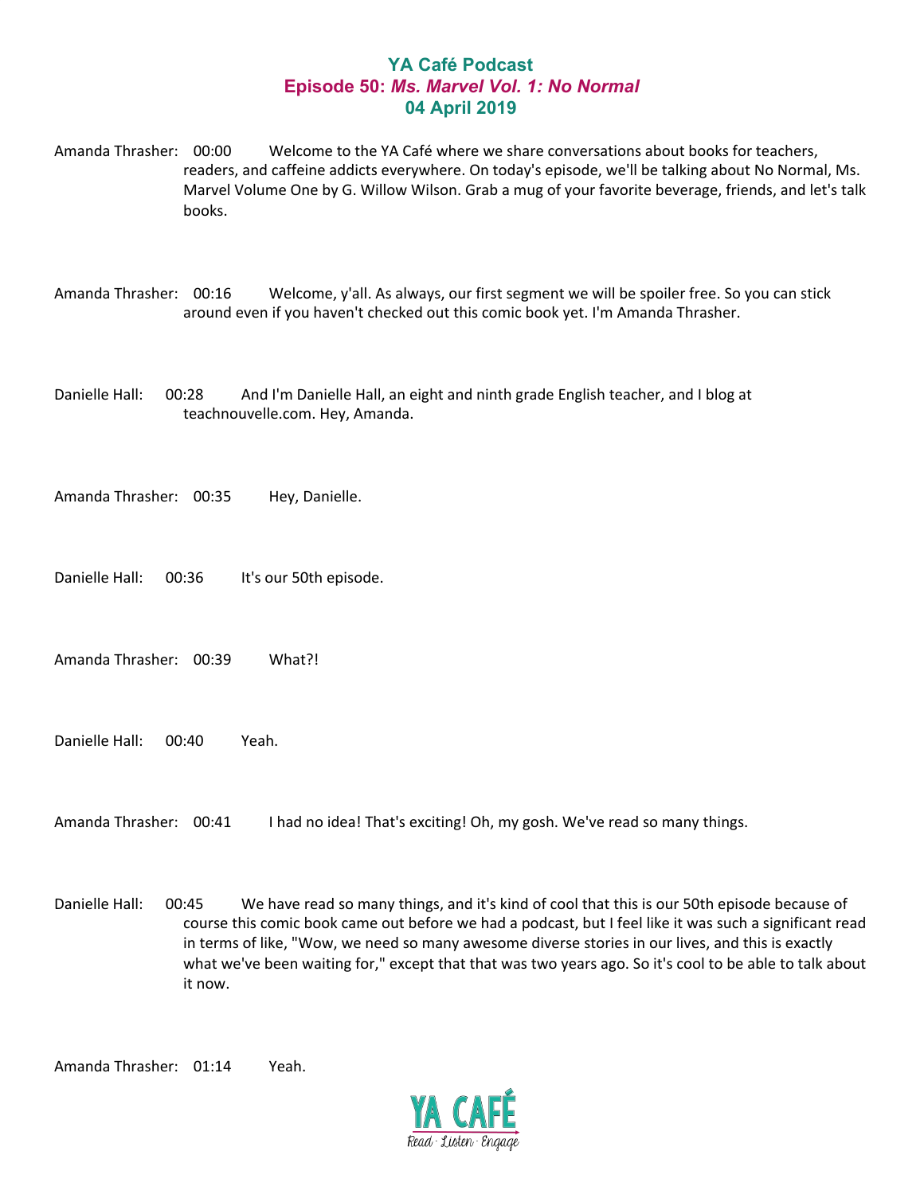# YA Café Podcast

## Episode 50: *Ms. Marvel Vol. 1: No Normal*

### 04 April 2019

Amanda Thrasher: 00:00 Welcome to the YA Café where we share conversations about books for teachers, readers, and caffeine addicts everywhere. On today's episode, we'll be talking about No Normal, Ms. Marvel Volume One by G. Willow Wilson. Grab a mug of your favorite beverage, friends, and let's talk books.

Amanda Thrasher: 00:16 Welcome, y'all. As always, our first segment we will be spoiler free. So you can stick around even if you haven't checked out this comic book yet. I'm Amanda Thrasher.

Danielle Hall: 00:28 And I'm Danielle Hall, an eight and ninth grade English teacher, and I blog at teachnouvelle.com. Hey, Amanda.

Amanda Thrasher: 00:35 Hey, Danielle.

Danielle Hall: 00:36 It's our 50th episode.

Amanda Thrasher: 00:39 What?!

Danielle Hall: 00:40 Yeah.

Amanda Thrasher: 00:41 I had no idea! That's exciting! Oh, my gosh. We've read so many things.

Danielle Hall: 00:45 We have read so many things, and it's kind of cool that this is our 50th episode because of course this comic book came out before we had a podcast, but I feel like it was such a significant read in terms of like, "Wow, we need so many awesome diverse stories in our lives, and this is exactly what we've been waiting for," except that that was two years ago. So it's cool to be able to talk about it now.

Amanda Thrasher: 01:14 Yeah.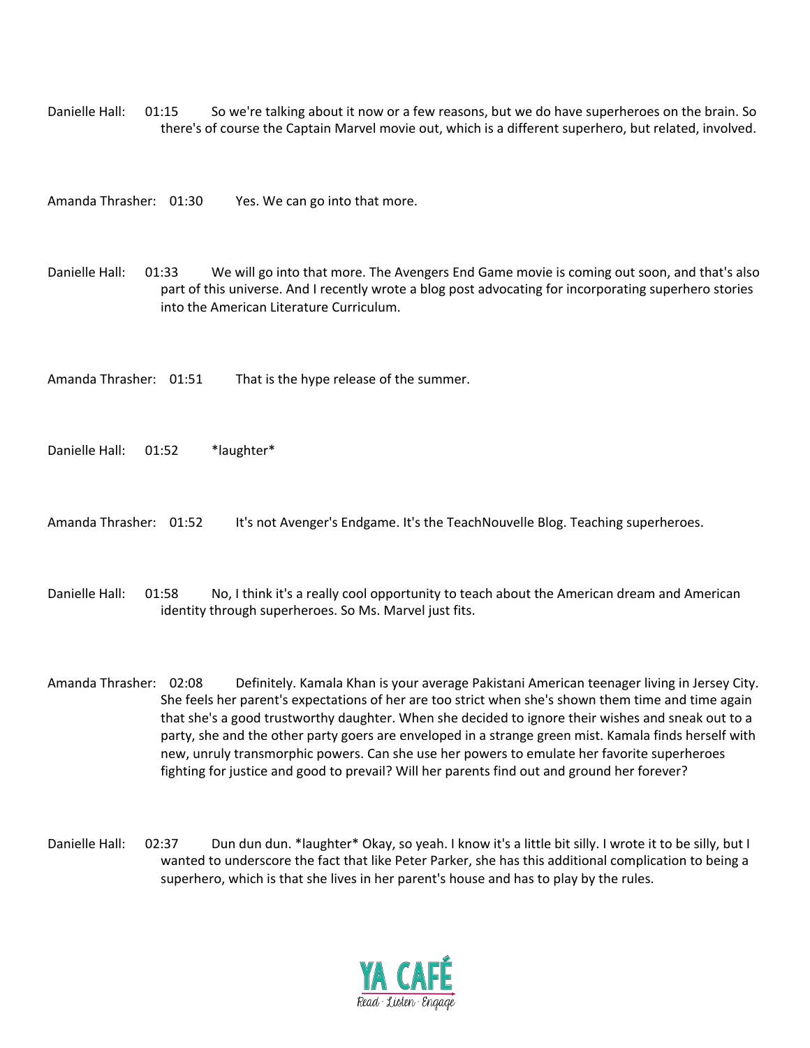Danielle Hall: 01:15 So we're talking about it now or a few reasons, but we do have superheroes on the brain. So there's of course the Captain Marvel movie out, which is a different superhero, but related, involved.

Amanda Thrasher: 01:30 Yes. We can go into that more.

Danielle Hall: 01:33 We will go into that more. The Avengers End Game movie is coming out soon, and that's also part of this universe. And I recently wrote a blog post advocating for incorporating superhero stories into the American Literature Curriculum.

Amanda Thrasher: 01:51 That is the hype release of the summer.

Danielle Hall: 01:52 *laughter*

Amanda Thrasher: 01:52 It's not Avenger's Endgame. It's the TeachNouvelle Blog. Teaching superheroes.

Danielle Hall: 01:58 No, I think it's a really cool opportunity to teach about the American dream and American identity through superheroes. So Ms. Marvel just fits.

Amanda Thrasher: 02:08 Definitely. Kamala Khan is your average Pakistani American teenager living in Jersey City. She feels her parent's expectations of her are too strict when she's shown them time and time again that she's a good trustworthy daughter. When she decided to ignore their wishes and sneak out to a party, she and the other party goers are enveloped in a strange green mist. Kamala finds herself with new, unruly transmorphic powers. Can she use her powers to emulate her favorite superheroes fighting for justice and good to prevail? Will her parents find out and ground her forever?

Danielle Hall: 02:37 Dun dun dun. *laughter* Okay, so yeah. I know it's a little bit silly. I wrote it to be silly, but I wanted to underscore the fact that like Peter Parker, she has this additional complication to being a superhero, which is that she lives in her parent's house and has to play by the rules.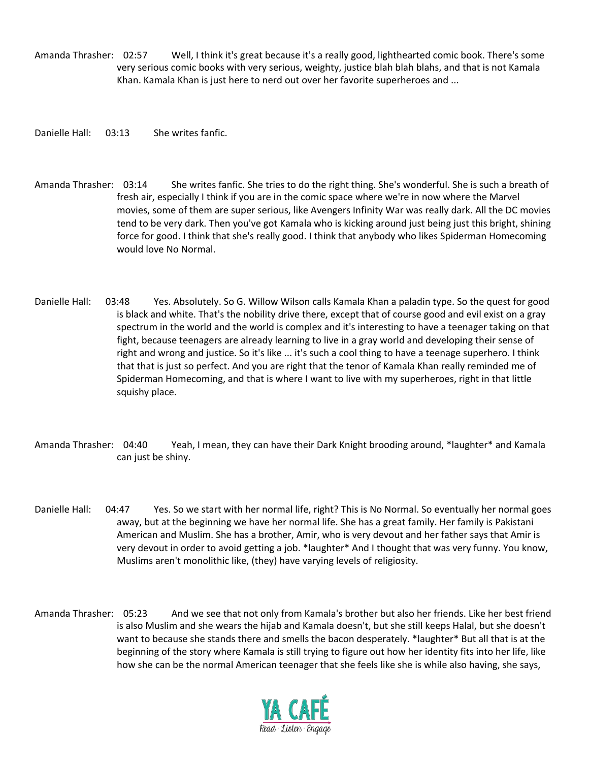Amanda Thrasher: 02:57 Well, I think it's great because it's a really good, lighthearted comic book. There's some very serious comic books with very serious, weighty, justice blah blah blahs, and that is not Kamala Khan. Kamala Khan is just here to nerd out over her favorite superheroes and ...

Danielle Hall: 03:13 She writes fanfic.

Amanda Thrasher: 03:14 She writes fanfic. She tries to do the right thing. She's wonderful. She is such a breath of fresh air, especially I think if you are in the comic space where we're in now where the Marvel movies, some of them are super serious, like Avengers Infinity War was really dark. All the DC movies tend to be very dark. Then you've got Kamala who is kicking around just being just this bright, shining force for good. I think that she's really good. I think that anybody who likes Spiderman Homecoming would love No Normal.

Danielle Hall: 03:48 Yes. Absolutely. So G. Willow Wilson calls Kamala Khan a paladin type. So the quest for good is black and white. That's the nobility drive there, except that of course good and evil exist on a gray spectrum in the world and the world is complex and it's interesting to have a teenager taking on that fight, because teenagers are already learning to live in a gray world and developing their sense of right and wrong and justice. So it's like ... it's such a cool thing to have a teenage superhero. I think that that is just so perfect. And you are right that the tenor of Kamala Khan really reminded me of Spiderman Homecoming, and that is where I want to live with my superheroes, right in that little squishy place.

Amanda Thrasher: 04:40 Yeah, I mean, they can have their Dark Knight brooding around, *laughter* and Kamala can just be shiny.

Danielle Hall: 04:47 Yes. So we start with her normal life, right? This is No Normal. So eventually her normal goes away, but at the beginning we have her normal life. She has a great family. Her family is Pakistani American and Muslim. She has a brother, Amir, who is very devout and her father says that Amir is very devout in order to avoid getting a job. *laughter* And I thought that was very funny. You know, Muslims aren't monolithic like, (they) have varying levels of religiosity.

Amanda Thrasher: 05:23 And we see that not only from Kamala's brother but also her friends. Like her best friend is also Muslim and she wears the hijab and Kamala doesn't, but she still keeps Halal, but she doesn't want to because she stands there and smells the bacon desperately. *laughter* But all that is at the beginning of the story where Kamala is still trying to figure out how her identity fits into her life, like how she can be the normal American teenager that she feels like she is while also having, she says,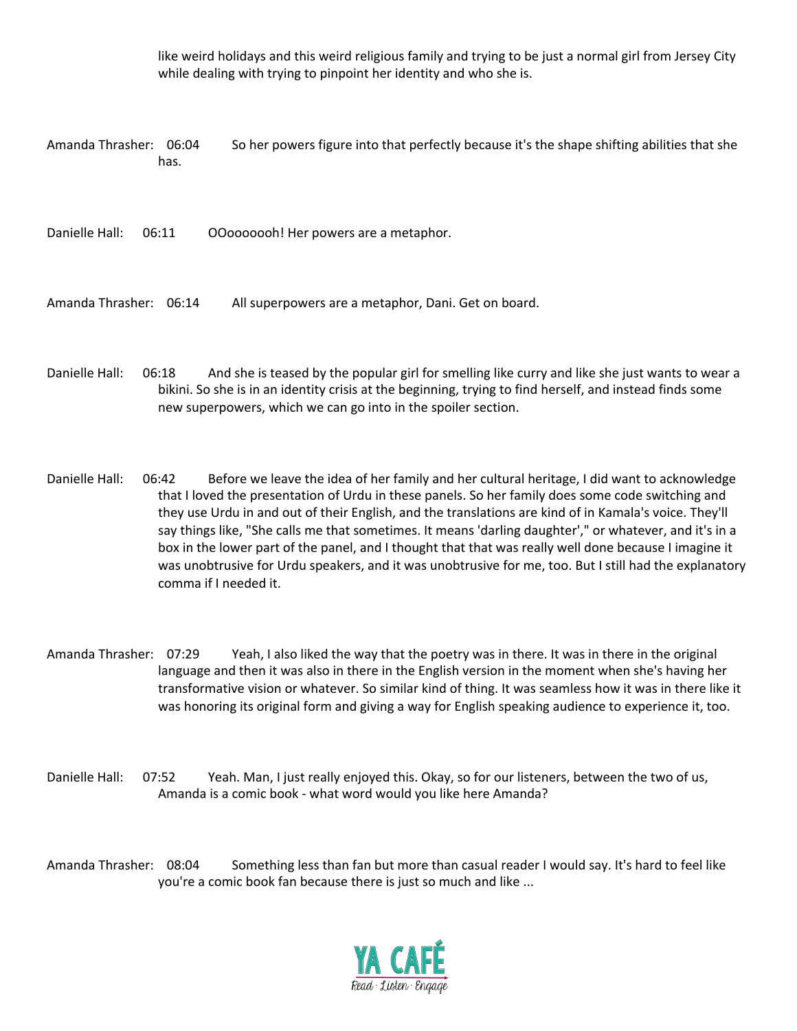like weird holidays and this weird religious family and trying to be just a normal girl from Jersey City while dealing with trying to pinpoint her identity and who she is.

Amanda Thrasher: 06:04 So her powers figure into that perfectly because it's the shape shifting abilities that she has.

Danielle Hall: 06:11 OOoooooh! Her powers are a metaphor.

Amanda Thrasher: 06:14 All superpowers are a metaphor, Dani. Get on board.

Danielle Hall: 06:18 And she is teased by the popular girl for smelling like curry and like she just wants to wear a bikini. So she is in an identity crisis at the beginning, trying to find herself, and instead finds some new superpowers, which we can go into in the spoiler section.

Danielle Hall: 06:42 Before we leave the idea of her family and her cultural heritage, I did want to acknowledge that I loved the presentation of Urdu in these panels. So her family does some code switching and they use Urdu in and out of their English, and the translations are kind of in Kamala's voice. They'll say things like, "She calls me that sometimes. It means 'darling daughter'," or whatever, and it's in a box in the lower part of the panel, and I thought that that was really well done because I imagine it was unobtrusive for Urdu speakers, and it was unobtrusive for me, too. But I still had the explanatory comma if I needed it.

Amanda Thrasher: 07:29 Yeah, I also liked the way that the poetry was in there. It was in there in the original language and then it was also in there in the English version in the moment when she's having her transformative vision or whatever. So similar kind of thing. It was seamless how it was in there like it was honoring its original form and giving a way for English speaking audience to experience it, too.

Danielle Hall: 07:52 Yeah. Man, I just really enjoyed this. Okay, so for our listeners, between the two of us, Amanda is a comic book - what word would you like here Amanda?

Amanda Thrasher: 08:04 Something less than fan but more than casual reader I would say. It's hard to feel like you're a comic book fan because there is just so much and like ...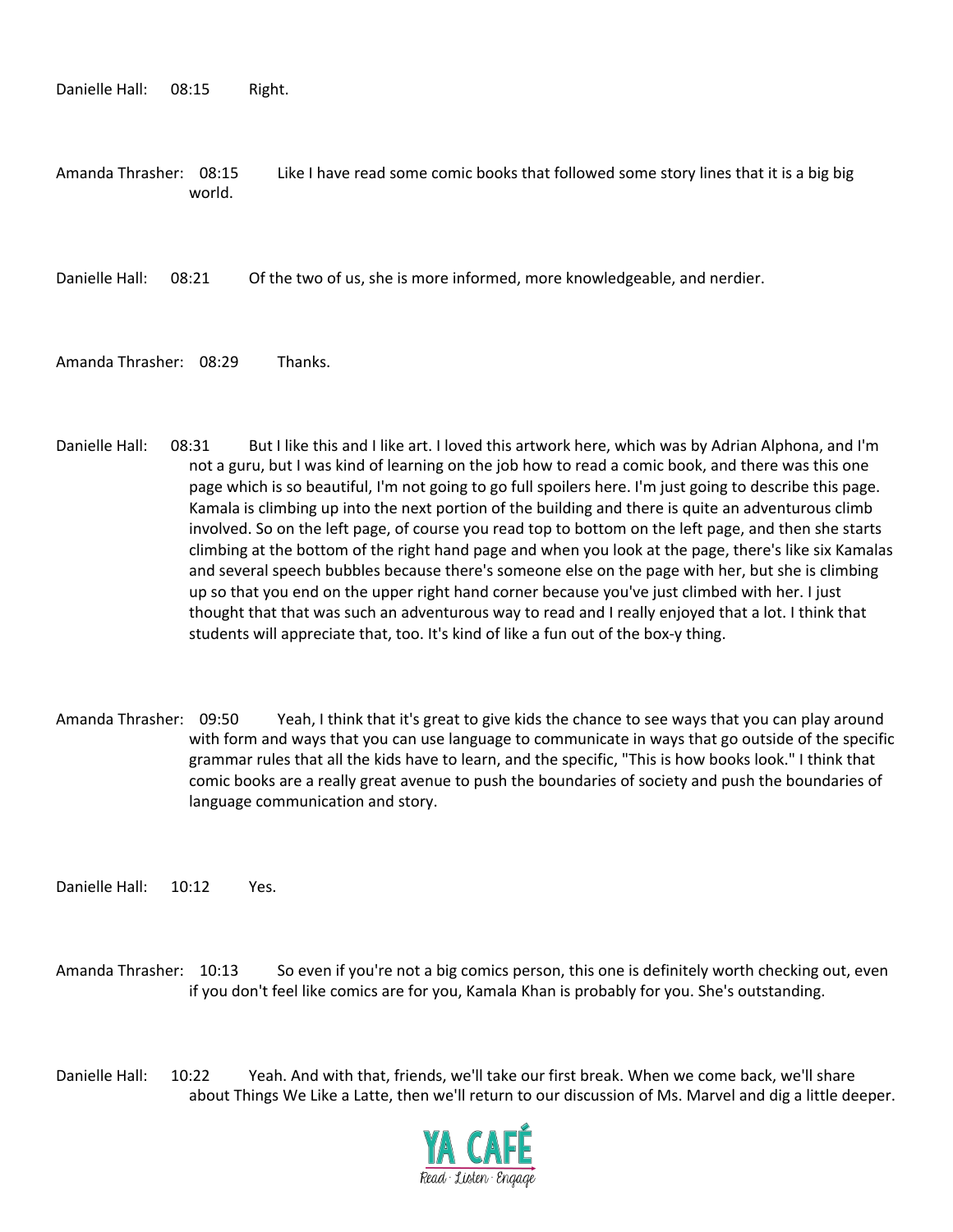Danielle Hall: 08:15 Right.

Amanda Thrasher: 08:15 Like I have read some comic books that followed some story lines that it is a big big world.

Danielle Hall: 08:21 Of the two of us, she is more informed, more knowledgeable, and nerdier.

Amanda Thrasher: 08:29 Thanks.

Danielle Hall: 08:31 But I like this and I like art. I loved this artwork here, which was by Adrian Alphona, and I'm not a guru, but I was kind of learning on the job how to read a comic book, and there was this one page which is so beautiful, I'm not going to go full spoilers here. I'm just going to describe this page. Kamala is climbing up into the next portion of the building and there is quite an adventurous climb involved. So on the left page, of course you read top to bottom on the left page, and then she starts climbing at the bottom of the right hand page and when you look at the page, there's like six Kamalas and several speech bubbles because there's someone else on the page with her, but she is climbing up so that you end on the upper right hand corner because you've just climbed with her. I just thought that that was such an adventurous way to read and I really enjoyed that a lot. I think that students will appreciate that, too. It's kind of like a fun out of the box-y thing.

Amanda Thrasher: 09:50 Yeah, I think that it's great to give kids the chance to see ways that you can play around with form and ways that you can use language to communicate in ways that go outside of the specific grammar rules that all the kids have to learn, and the specific, "This is how books look." I think that comic books are a really great avenue to push the boundaries of society and push the boundaries of language communication and story.

Danielle Hall: 10:12 Yes.

Amanda Thrasher: 10:13 So even if you're not a big comics person, this one is definitely worth checking out, even if you don't feel like comics are for you, Kamala Khan is probably for you. She's outstanding.

Danielle Hall: 10:22 Yeah. And with that, friends, we'll take our first break. When we come back, we'll share about Things We Like a Latte, then we'll return to our discussion of Ms. Marvel and dig a little deeper.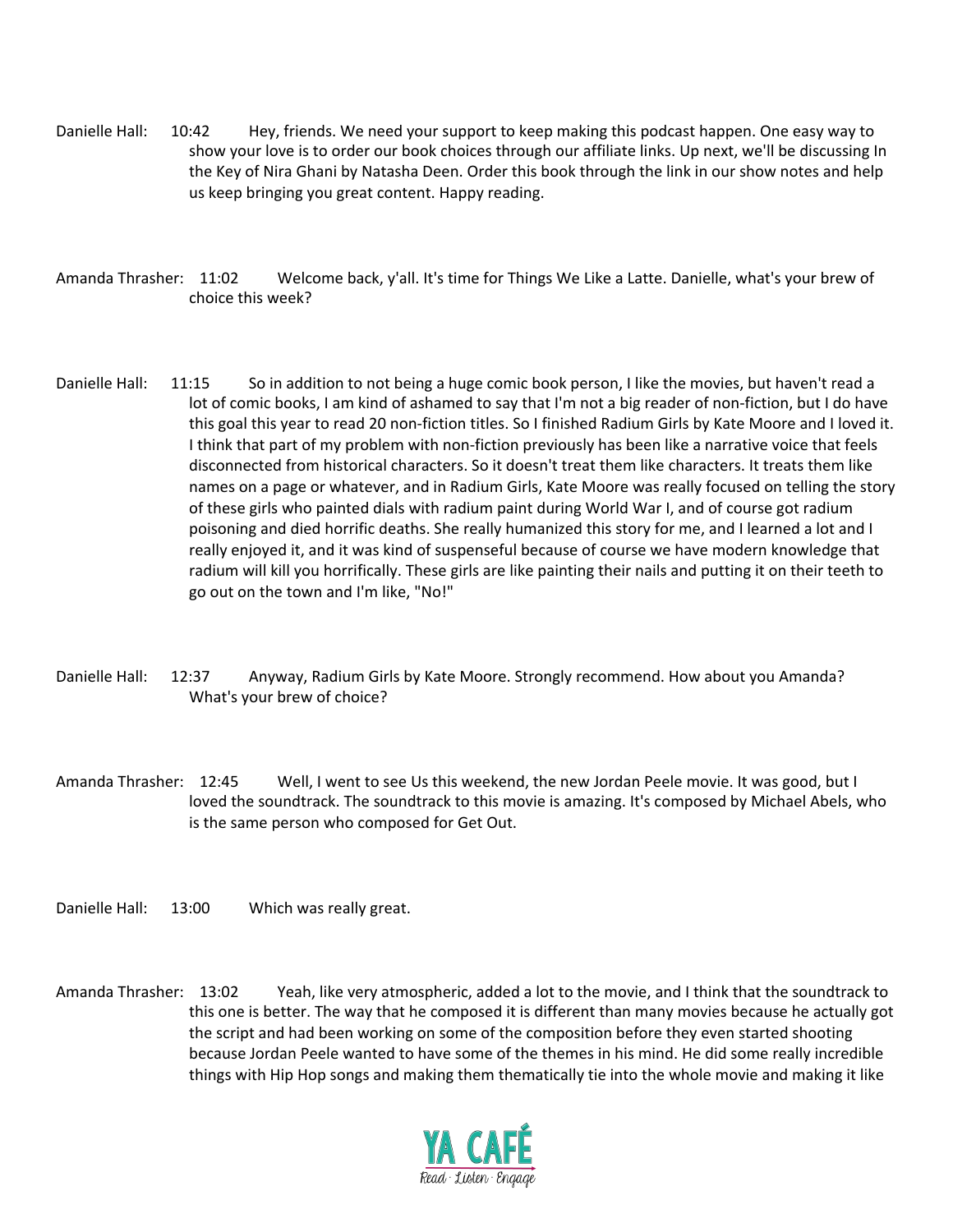Danielle Hall: 10:42 Hey, friends. We need your support to keep making this podcast happen. One easy way to show your love is to order our book choices through our affiliate links. Up next, we'll be discussing In the Key of Nira Ghani by Natasha Deen. Order this book through the link in our show notes and help us keep bringing you great content. Happy reading.

Amanda Thrasher: 11:02 Welcome back, y'all. It's time for Things We Like a Latte. Danielle, what's your brew of choice this week?

Danielle Hall: 11:15 So in addition to not being a huge comic book person, I like the movies, but haven't read a lot of comic books, I am kind of ashamed to say that I'm not a big reader of non-fiction, but I do have this goal this year to read 20 non-fiction titles. So I finished Radium Girls by Kate Moore and I loved it. I think that part of my problem with non-fiction previously has been like a narrative voice that feels disconnected from historical characters. So it doesn't treat them like characters. It treats them like names on a page or whatever, and in Radium Girls, Kate Moore was really focused on telling the story of these girls who painted dials with radium paint during World War I, and of course got radium poisoning and died horrific deaths. She really humanized this story for me, and I learned a lot and I really enjoyed it, and it was kind of suspenseful because of course we have modern knowledge that radium will kill you horrifically. These girls are like painting their nails and putting it on their teeth to go out on the town and I'm like, "No!"

Danielle Hall: 12:37 Anyway, Radium Girls by Kate Moore. Strongly recommend. How about you Amanda? What's your brew of choice?

Amanda Thrasher: 12:45 Well, I went to see Us this weekend, the new Jordan Peele movie. It was good, but I loved the soundtrack. The soundtrack to this movie is amazing. It's composed by Michael Abels, who is the same person who composed for Get Out.

Danielle Hall: 13:00 Which was really great.

Amanda Thrasher: 13:02 Yeah, like very atmospheric, added a lot to the movie, and I think that the soundtrack to this one is better. The way that he composed it is different than many movies because he actually got the script and had been working on some of the composition before they even started shooting because Jordan Peele wanted to have some of the themes in his mind. He did some really incredible things with Hip Hop songs and making them thematically tie into the whole movie and making it like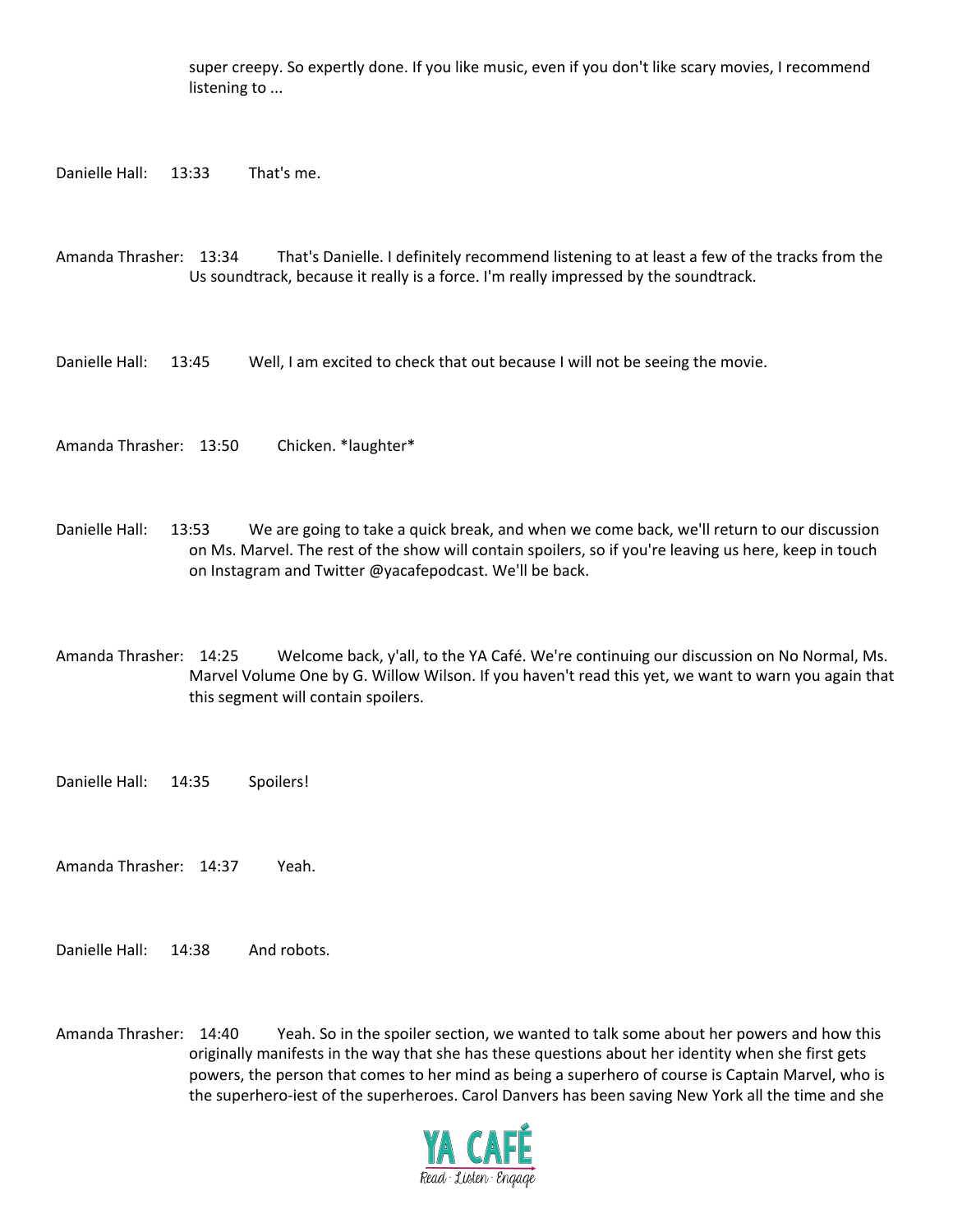super creepy. So expertly done. If you like music, even if you don't like scary movies, I recommend listening to ...

Danielle Hall: 13:33 That's me.

Amanda Thrasher: 13:34 That's Danielle. I definitely recommend listening to at least a few of the tracks from the Us soundtrack, because it really is a force. I'm really impressed by the soundtrack.

Danielle Hall: 13:45 Well, I am excited to check that out because I will not be seeing the movie.

Amanda Thrasher: 13:50 Chicken. *laughter*

Danielle Hall: 13:53 We are going to take a quick break, and when we come back, we'll return to our discussion on Ms. Marvel. The rest of the show will contain spoilers, so if you're leaving us here, keep in touch on Instagram and Twitter @yacafepodcast. We'll be back.

Amanda Thrasher: 14:25 Welcome back, y'all, to the YA Café. We're continuing our discussion on No Normal, Ms. Marvel Volume One by G. Willow Wilson. If you haven't read this yet, we want to warn you again that this segment will contain spoilers.

Danielle Hall: 14:35 Spoilers!

Amanda Thrasher: 14:37 Yeah.

Danielle Hall: 14:38 And robots.

Amanda Thrasher: 14:40 Yeah. So in the spoiler section, we wanted to talk some about her powers and how this originally manifests in the way that she has these questions about her identity when she first gets powers, the person that comes to her mind as being a superhero of course is Captain Marvel, who is the superhero-iest of the superheroes. Carol Danvers has been saving New York all the time and she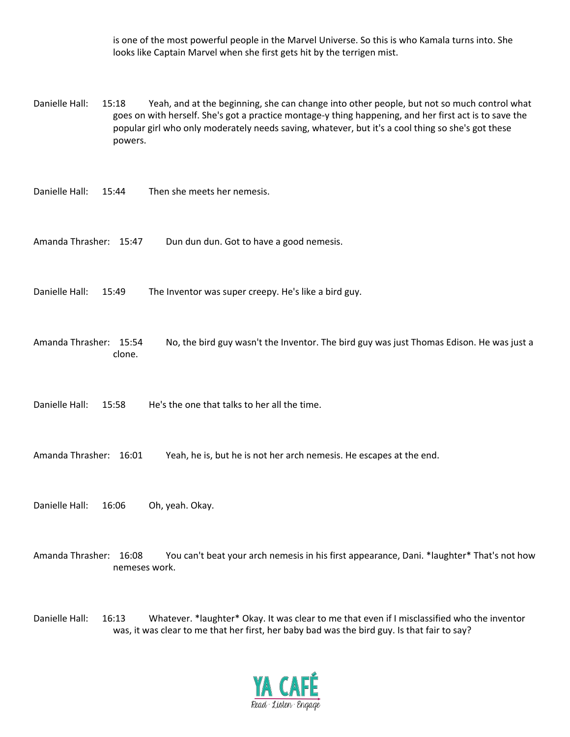is one of the most powerful people in the Marvel Universe. So this is who Kamala turns into. She looks like Captain Marvel when she first gets hit by the terrigen mist.

Danielle Hall: 15:18 Yeah, and at the beginning, she can change into other people, but not so much control what goes on with herself. She's got a practice montage-y thing happening, and her first act is to save the popular girl who only moderately needs saving, whatever, but it's a cool thing so she's got these powers.

Danielle Hall: 15:44 Then she meets her nemesis.

Amanda Thrasher: 15:47 Dun dun dun. Got to have a good nemesis.

Danielle Hall: 15:49 The Inventor was super creepy. He's like a bird guy.

Amanda Thrasher: 15:54 No, the bird guy wasn't the Inventor. The bird guy was just Thomas Edison. He was just a clone.

Danielle Hall: 15:58 He's the one that talks to her all the time.

Amanda Thrasher: 16:01 Yeah, he is, but he is not her arch nemesis. He escapes at the end.

Danielle Hall: 16:06 Oh, yeah. Okay.

Amanda Thrasher: 16:08 You can't beat your arch nemesis in his first appearance, Dani. *laughter* That's not how nemeses work.

Danielle Hall: 16:13 Whatever. *laughter* Okay. It was clear to me that even if I misclassified who the inventor was, it was clear to me that her first, her baby bad was the bird guy. Is that fair to say?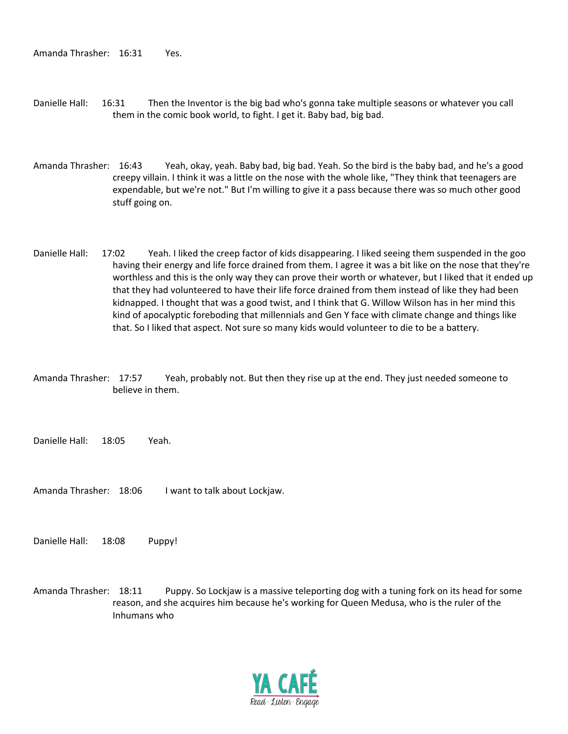Amanda Thrasher: 16:31 Yes.

Danielle Hall: 16:31 Then the Inventor is the big bad who's gonna take multiple seasons or whatever you call them in the comic book world, to fight. I get it. Baby bad, big bad.

Amanda Thrasher: 16:43 Yeah, okay, yeah. Baby bad, big bad. Yeah. So the bird is the baby bad, and he's a good creepy villain. I think it was a little on the nose with the whole like, "They think that teenagers are expendable, but we're not." But I'm willing to give it a pass because there was so much other good stuff going on.

Danielle Hall: 17:02 Yeah. I liked the creep factor of kids disappearing. I liked seeing them suspended in the goo having their energy and life force drained from them. I agree it was a bit like on the nose that they're worthless and this is the only way they can prove their worth or whatever, but I liked that it ended up that they had volunteered to have their life force drained from them instead of like they had been kidnapped. I thought that was a good twist, and I think that G. Willow Wilson has in her mind this kind of apocalyptic foreboding that millennials and Gen Y face with climate change and things like that. So I liked that aspect. Not sure so many kids would volunteer to die to be a battery.

Amanda Thrasher: 17:57 Yeah, probably not. But then they rise up at the end. They just needed someone to believe in them.

Danielle Hall: 18:05 Yeah.

Amanda Thrasher: 18:06 I want to talk about Lockjaw.

Danielle Hall: 18:08 Puppy!

Amanda Thrasher: 18:11 Puppy. So Lockjaw is a massive teleporting dog with a tuning fork on its head for some reason, and she acquires him because he's working for Queen Medusa, who is the ruler of the Inhumans who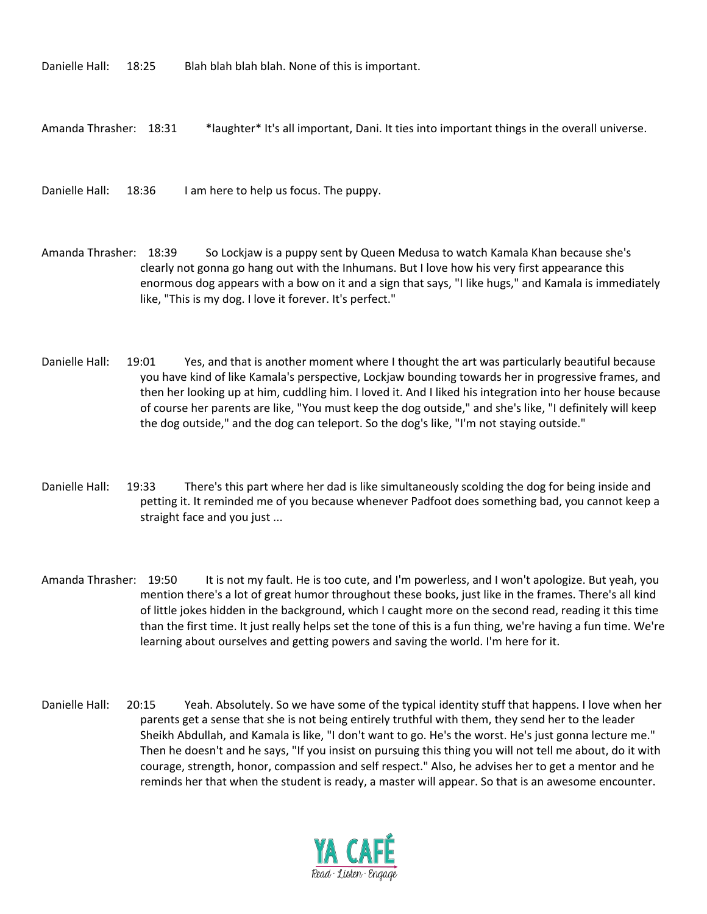Danielle Hall: 18:25 Blah blah blah blah. None of this is important.

Amanda Thrasher: 18:31 *laughter* It's all important, Dani. It ties into important things in the overall universe.

Danielle Hall: 18:36 I am here to help us focus. The puppy.

Amanda Thrasher: 18:39 So Lockjaw is a puppy sent by Queen Medusa to watch Kamala Khan because she's clearly not gonna go hang out with the Inhumans. But I love how his very first appearance this enormous dog appears with a bow on it and a sign that says, "I like hugs," and Kamala is immediately like, "This is my dog. I love it forever. It's perfect."

Danielle Hall: 19:01 Yes, and that is another moment where I thought the art was particularly beautiful because you have kind of like Kamala's perspective, Lockjaw bounding towards her in progressive frames, and then her looking up at him, cuddling him. I loved it. And I liked his integration into her house because of course her parents are like, "You must keep the dog outside," and she's like, "I definitely will keep the dog outside," and the dog can teleport. So the dog's like, "I'm not staying outside."

Danielle Hall: 19:33 There's this part where her dad is like simultaneously scolding the dog for being inside and petting it. It reminded me of you because whenever Padfoot does something bad, you cannot keep a straight face and you just ...

Amanda Thrasher: 19:50 It is not my fault. He is too cute, and I'm powerless, and I won't apologize. But yeah, you mention there's a lot of great humor throughout these books, just like in the frames. There's all kind of little jokes hidden in the background, which I caught more on the second read, reading it this time than the first time. It just really helps set the tone of this is a fun thing, we're having a fun time. We're learning about ourselves and getting powers and saving the world. I'm here for it.

Danielle Hall: 20:15 Yeah. Absolutely. So we have some of the typical identity stuff that happens. I love when her parents get a sense that she is not being entirely truthful with them, they send her to the leader Sheikh Abdullah, and Kamala is like, "I don't want to go. He's the worst. He's just gonna lecture me." Then he doesn't and he says, "If you insist on pursuing this thing you will not tell me about, do it with courage, strength, honor, compassion and self respect." Also, he advises her to get a mentor and he reminds her that when the student is ready, a master will appear. So that is an awesome encounter.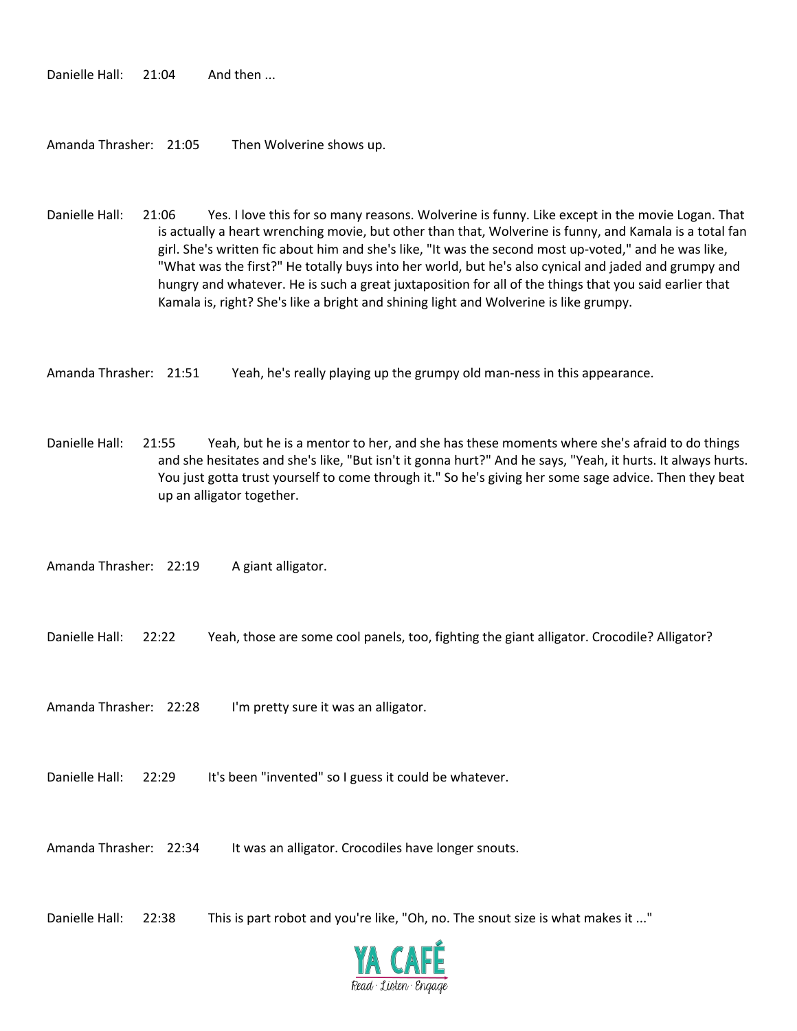Danielle Hall: 21:04 And then ...

Amanda Thrasher: 21:05 Then Wolverine shows up.

Danielle Hall: 21:06 Yes. I love this for so many reasons. Wolverine is funny. Like except in the movie Logan. That is actually a heart wrenching movie, but other than that, Wolverine is funny, and Kamala is a total fan girl. She's written fic about him and she's like, "It was the second most up-voted," and he was like, "What was the first?" He totally buys into her world, but he's also cynical and jaded and grumpy and hungry and whatever. He is such a great juxtaposition for all of the things that you said earlier that Kamala is, right? She's like a bright and shining light and Wolverine is like grumpy.

Amanda Thrasher: 21:51 Yeah, he's really playing up the grumpy old man-ness in this appearance.

Danielle Hall: 21:55 Yeah, but he is a mentor to her, and she has these moments where she's afraid to do things and she hesitates and she's like, "But isn't it gonna hurt?" And he says, "Yeah, it hurts. It always hurts. You just gotta trust yourself to come through it." So he's giving her some sage advice. Then they beat up an alligator together.

Amanda Thrasher: 22:19 A giant alligator.

Danielle Hall: 22:22 Yeah, those are some cool panels, too, fighting the giant alligator. Crocodile? Alligator?

Amanda Thrasher: 22:28 I'm pretty sure it was an alligator.

Danielle Hall: 22:29 It's been "invented" so I guess it could be whatever.

Amanda Thrasher: 22:34 It was an alligator. Crocodiles have longer snouts.

Danielle Hall: 22:38 This is part robot and you're like, "Oh, no. The snout size is what makes it ..."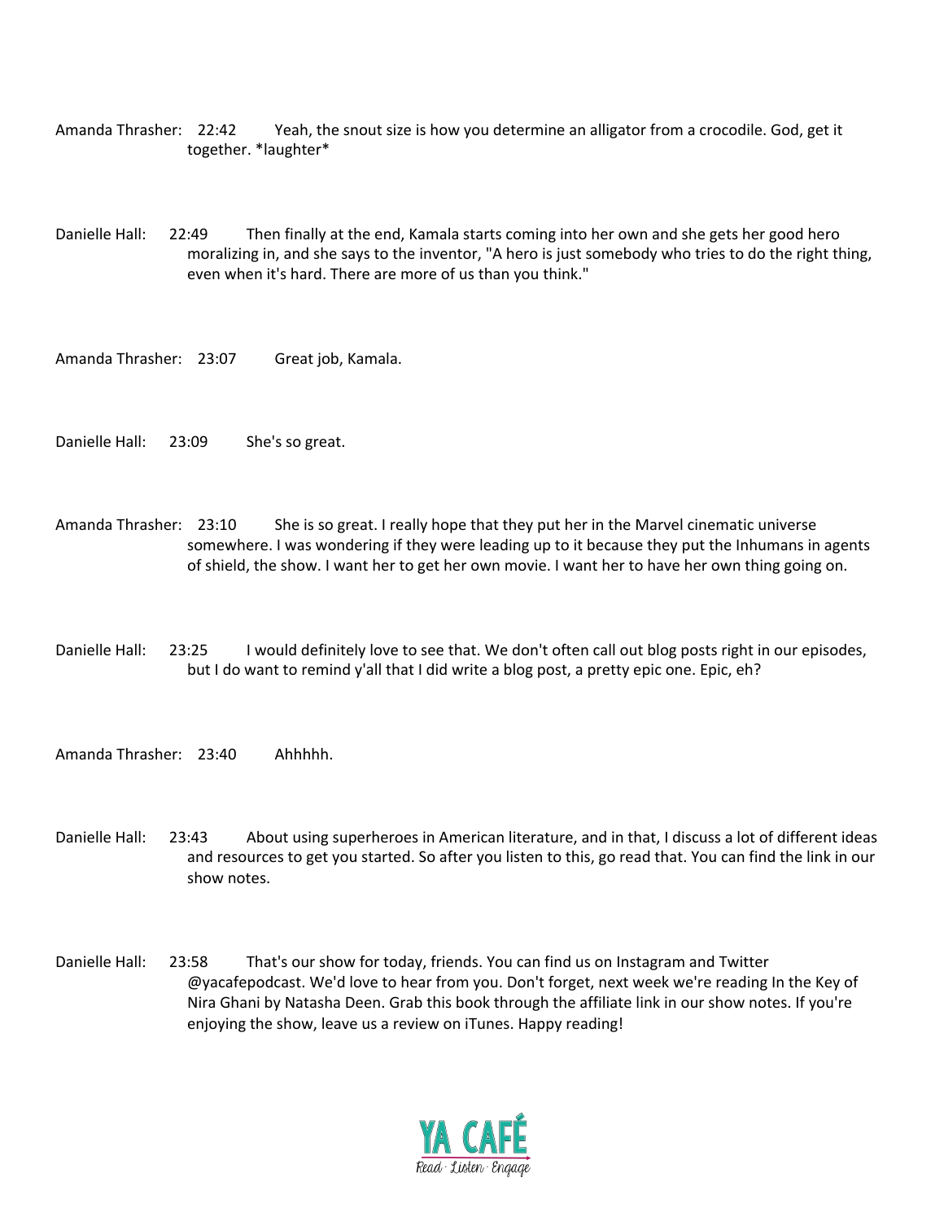Amanda Thrasher: 22:42 Yeah, the snout size is how you determine an alligator from a crocodile. God, get it together. *laughter*

Danielle Hall: 22:49 Then finally at the end, Kamala starts coming into her own and she gets her good hero moralizing in, and she says to the inventor, "A hero is just somebody who tries to do the right thing, even when it's hard. There are more of us than you think."

Amanda Thrasher: 23:07 Great job, Kamala.

Danielle Hall: 23:09 She's so great.

Amanda Thrasher: 23:10 She is so great. I really hope that they put her in the Marvel cinematic universe somewhere. I was wondering if they were leading up to it because they put the Inhumans in agents of shield, the show. I want her to get her own movie. I want her to have her own thing going on.

Danielle Hall: 23:25 I would definitely love to see that. We don't often call out blog posts right in our episodes, but I do want to remind y'all that I did write a blog post, a pretty epic one. Epic, eh?

Amanda Thrasher: 23:40 Ahhhhh.

Danielle Hall: 23:43 About using superheroes in American literature, and in that, I discuss a lot of different ideas and resources to get you started. So after you listen to this, go read that. You can find the link in our show notes.

Danielle Hall: 23:58 That's our show for today, friends. You can find us on Instagram and Twitter @yacafepodcast. We'd love to hear from you. Don't forget, next week we're reading In the Key of Nira Ghani by Natasha Deen. Grab this book through the affiliate link in our show notes. If you're enjoying the show, leave us a review on iTunes. Happy reading!